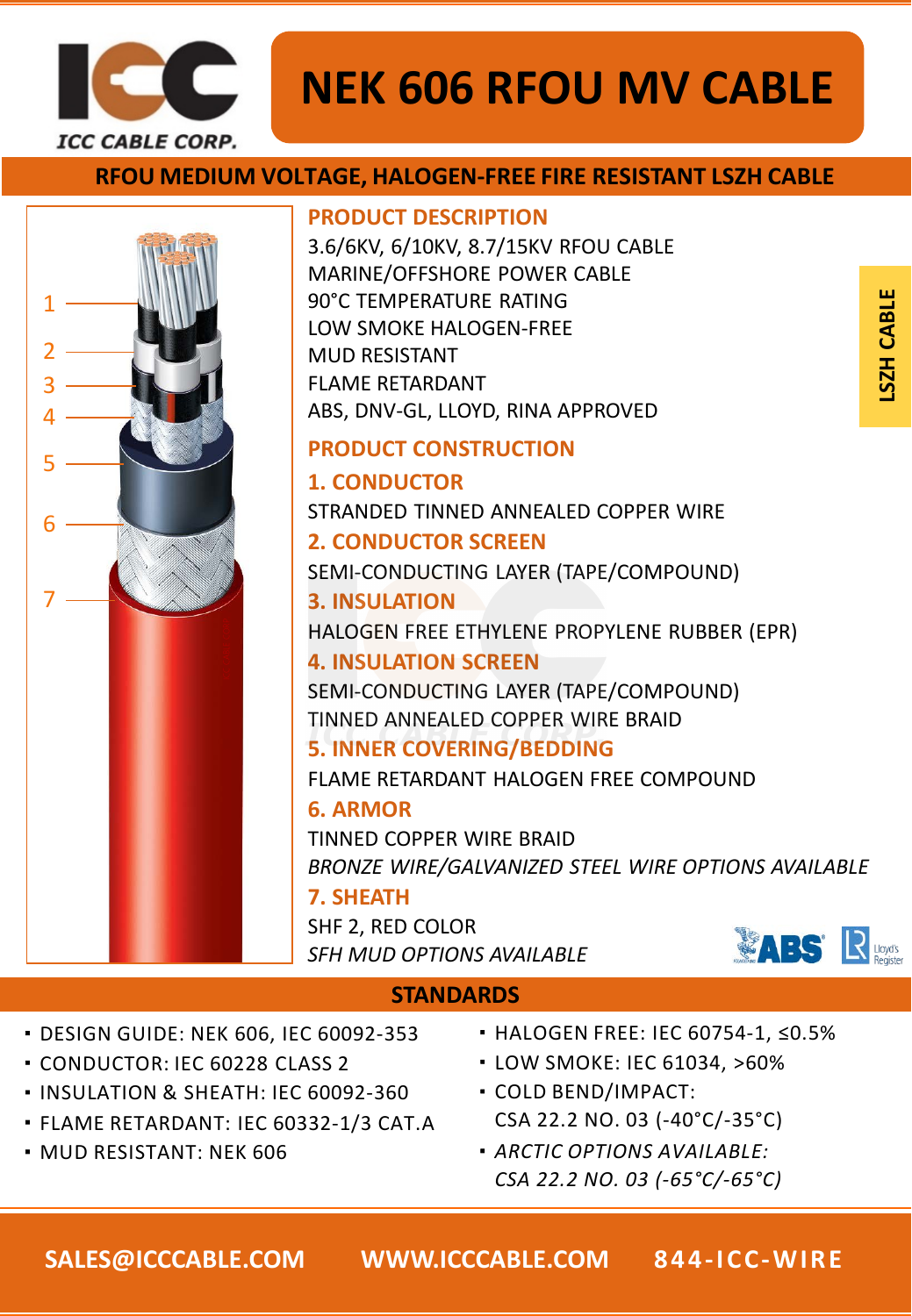ICC CABLE CORP.

# NEK 606 RFOU MV CABLE

## RFOU MEDIUM VOLTAGE, HALOGEN-FREE FIRE RESISTANT LSZH CABLE

1
2
3
4
5
6
7

LSZH CABLE

### PRODUCT DESCRIPTION

3.6/6KV, 6/10KV, 8.7/15KV RFOU CABLE
MARINE/OFFSHORE POWER CABLE
90°C TEMPERATURE RATING
LOW SMOKE HALOGEN-FREE
MUD RESISTANT
FLAME RETARDANT
ABS, DNV-GL, LLOYD, RINA APPROVED

### PRODUCT CONSTRUCTION

**1. CONDUCTOR**
STRANDED TINNED ANNEALED COPPER WIRE

**2. CONDUCTOR SCREEN**
SEMI-CONDUCTING LAYER (TAPE/COMPOUND)

**3. INSULATION**
HALOGEN FREE ETHYLENE PROPYLENE RUBBER (EPR)

**4. INSULATION SCREEN**
SEMI-CONDUCTING LAYER (TAPE/COMPOUND)
TINNED ANNEALED COPPER WIRE BRAID

**5. INNER COVERING/BEDDING**
FLAME RETARDANT HALOGEN FREE COMPOUND

**6. ARMOR**
TINNED COPPER WIRE BRAID
*BRONZE WIRE/GALVANIZED STEEL WIRE OPTIONS AVAILABLE*

**7. SHEATH**
SHF 2, RED COLOR
*SFH MUD OPTIONS AVAILABLE*

ABS Lloyd's Register

## STANDARDS

- DESIGN GUIDE: NEK 606, IEC 60092-353
- CONDUCTOR: IEC 60228 CLASS 2
- INSULATION & SHEATH: IEC 60092-360
- FLAME RETARDANT: IEC 60332-1/3 CAT.A
- MUD RESISTANT: NEK 606
- HALOGEN FREE: IEC 60754-1, ≤0.5%
- LOW SMOKE: IEC 61034, >60%
- COLD BEND/IMPACT: CSA 22.2 NO. 03 (-40°C/-35°C)
- *ARCTIC OPTIONS AVAILABLE: CSA 22.2 NO. 03 (-65°C/-65°C)*

SALES@ICCCABLE.COM WWW.ICCCABLE.COM 844-ICC-WIRE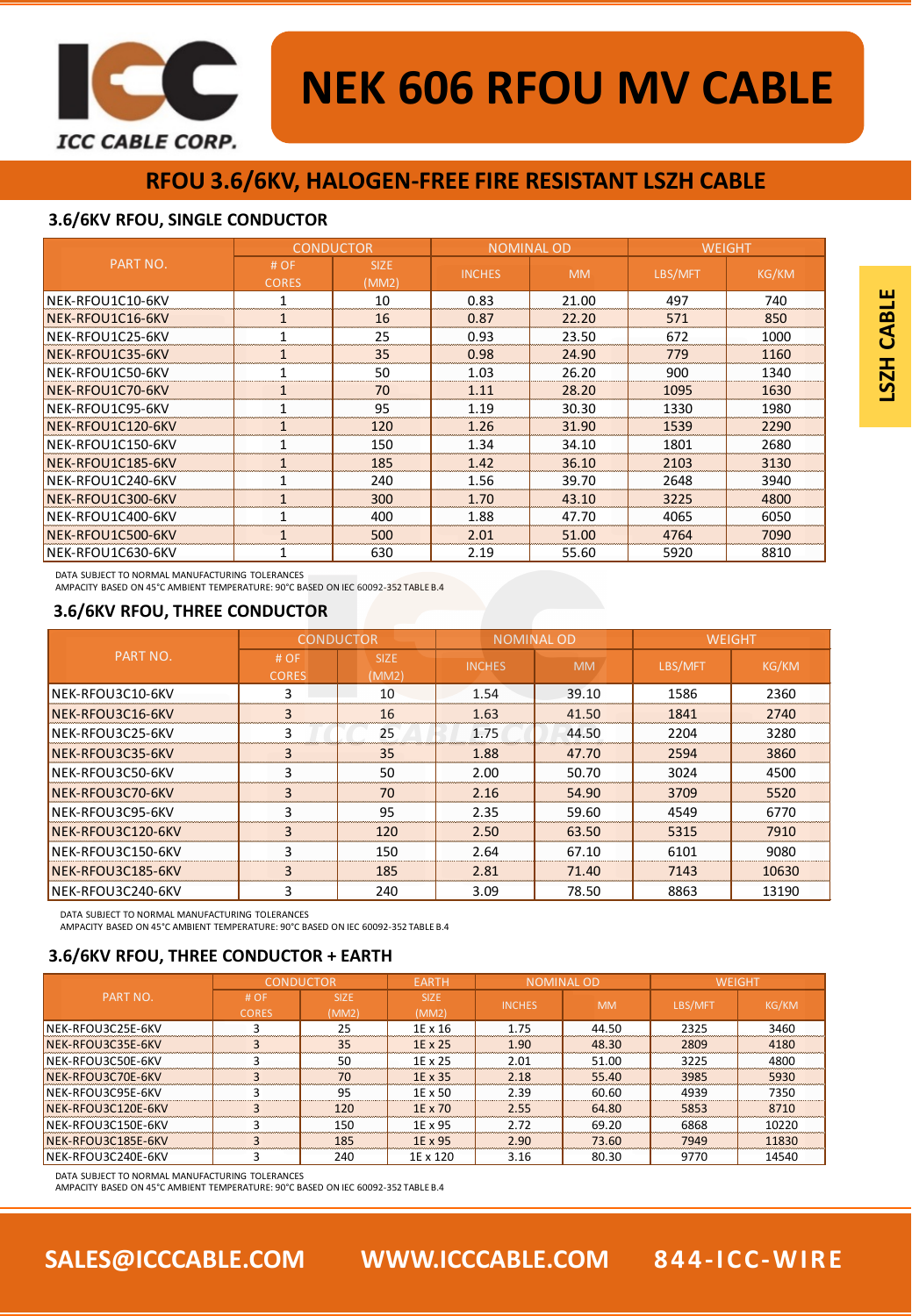# NEK 606 RFOU MV CABLE

ICC CABLE CORP.

## RFOU 3.6/6KV, HALOGEN-FREE FIRE RESISTANT LSZH CABLE

LSZH CABLE

### 3.6/6KV RFOU, SINGLE CONDUCTOR

| PART NO. | CONDUCTOR | | NOMINAL OD | | WEIGHT | |
|---|---|---|---|---|---|---|
| | # OF CORES | SIZE (MM2) | INCHES | MM | LBS/MFT | KG/KM |
| NEK-RFOU1C10-6KV | 1 | 10 | 0.83 | 21.00 | 497 | 740 |
| NEK-RFOU1C16-6KV | 1 | 16 | 0.87 | 22.20 | 571 | 850 |
| NEK-RFOU1C25-6KV | 1 | 25 | 0.93 | 23.50 | 672 | 1000 |
| NEK-RFOU1C35-6KV | 1 | 35 | 0.98 | 24.90 | 779 | 1160 |
| NEK-RFOU1C50-6KV | 1 | 50 | 1.03 | 26.20 | 900 | 1340 |
| NEK-RFOU1C70-6KV | 1 | 70 | 1.11 | 28.20 | 1095 | 1630 |
| NEK-RFOU1C95-6KV | 1 | 95 | 1.19 | 30.30 | 1330 | 1980 |
| NEK-RFOU1C120-6KV | 1 | 120 | 1.26 | 31.90 | 1539 | 2290 |
| NEK-RFOU1C150-6KV | 1 | 150 | 1.34 | 34.10 | 1801 | 2680 |
| NEK-RFOU1C185-6KV | 1 | 185 | 1.42 | 36.10 | 2103 | 3130 |
| NEK-RFOU1C240-6KV | 1 | 240 | 1.56 | 39.70 | 2648 | 3940 |
| NEK-RFOU1C300-6KV | 1 | 300 | 1.70 | 43.10 | 3225 | 4800 |
| NEK-RFOU1C400-6KV | 1 | 400 | 1.88 | 47.70 | 4065 | 6050 |
| NEK-RFOU1C500-6KV | 1 | 500 | 2.01 | 51.00 | 4764 | 7090 |
| NEK-RFOU1C630-6KV | 1 | 630 | 2.19 | 55.60 | 5920 | 8810 |

DATA SUBJECT TO NORMAL MANUFACTURING TOLERANCES
AMPACITY BASED ON 45°C AMBIENT TEMPERATURE: 90°C BASED ON IEC 60092-352 TABLE B.4

### 3.6/6KV RFOU, THREE CONDUCTOR

| PART NO. | CONDUCTOR | | NOMINAL OD | | WEIGHT | |
|---|---|---|---|---|---|---|
| | # OF CORES | SIZE (MM2) | INCHES | MM | LBS/MFT | KG/KM |
| NEK-RFOU3C10-6KV | 3 | 10 | 1.54 | 39.10 | 1586 | 2360 |
| NEK-RFOU3C16-6KV | 3 | 16 | 1.63 | 41.50 | 1841 | 2740 |
| NEK-RFOU3C25-6KV | 3 | 25 | 1.75 | 44.50 | 2204 | 3280 |
| NEK-RFOU3C35-6KV | 3 | 35 | 1.88 | 47.70 | 2594 | 3860 |
| NEK-RFOU3C50-6KV | 3 | 50 | 2.00 | 50.70 | 3024 | 4500 |
| NEK-RFOU3C70-6KV | 3 | 70 | 2.16 | 54.90 | 3709 | 5520 |
| NEK-RFOU3C95-6KV | 3 | 95 | 2.35 | 59.60 | 4549 | 6770 |
| NEK-RFOU3C120-6KV | 3 | 120 | 2.50 | 63.50 | 5315 | 7910 |
| NEK-RFOU3C150-6KV | 3 | 150 | 2.64 | 67.10 | 6101 | 9080 |
| NEK-RFOU3C185-6KV | 3 | 185 | 2.81 | 71.40 | 7143 | 10630 |
| NEK-RFOU3C240-6KV | 3 | 240 | 3.09 | 78.50 | 8863 | 13190 |

DATA SUBJECT TO NORMAL MANUFACTURING TOLERANCES
AMPACITY BASED ON 45°C AMBIENT TEMPERATURE: 90°C BASED ON IEC 60092-352 TABLE B.4

### 3.6/6KV RFOU, THREE CONDUCTOR + EARTH

| PART NO. | CONDUCTOR | | EARTH | NOMINAL OD | | WEIGHT | |
|---|---|---|---|---|---|---|---|
| | # OF CORES | SIZE (MM2) | SIZE (MM2) | INCHES | MM | LBS/MFT | KG/KM |
| NEK-RFOU3C25E-6KV | 3 | 25 | 1E x 16 | 1.75 | 44.50 | 2325 | 3460 |
| NEK-RFOU3C35E-6KV | 3 | 35 | 1E x 25 | 1.90 | 48.30 | 2809 | 4180 |
| NEK-RFOU3C50E-6KV | 3 | 50 | 1E x 25 | 2.01 | 51.00 | 3225 | 4800 |
| NEK-RFOU3C70E-6KV | 3 | 70 | 1E x 35 | 2.18 | 55.40 | 3985 | 5930 |
| NEK-RFOU3C95E-6KV | 3 | 95 | 1E x 50 | 2.39 | 60.60 | 4939 | 7350 |
| NEK-RFOU3C120E-6KV | 3 | 120 | 1E x 70 | 2.55 | 64.80 | 5853 | 8710 |
| NEK-RFOU3C150E-6KV | 3 | 150 | 1E x 95 | 2.72 | 69.20 | 6868 | 10220 |
| NEK-RFOU3C185E-6KV | 3 | 185 | 1E x 95 | 2.90 | 73.60 | 7949 | 11830 |
| NEK-RFOU3C240E-6KV | 3 | 240 | 1E x 120 | 3.16 | 80.30 | 9770 | 14540 |

DATA SUBJECT TO NORMAL MANUFACTURING TOLERANCES
AMPACITY BASED ON 45°C AMBIENT TEMPERATURE: 90°C BASED ON IEC 60092-352 TABLE B.4

SALES@ICCCABLE.COM WWW.ICCCABLE.COM 844-ICC-WIRE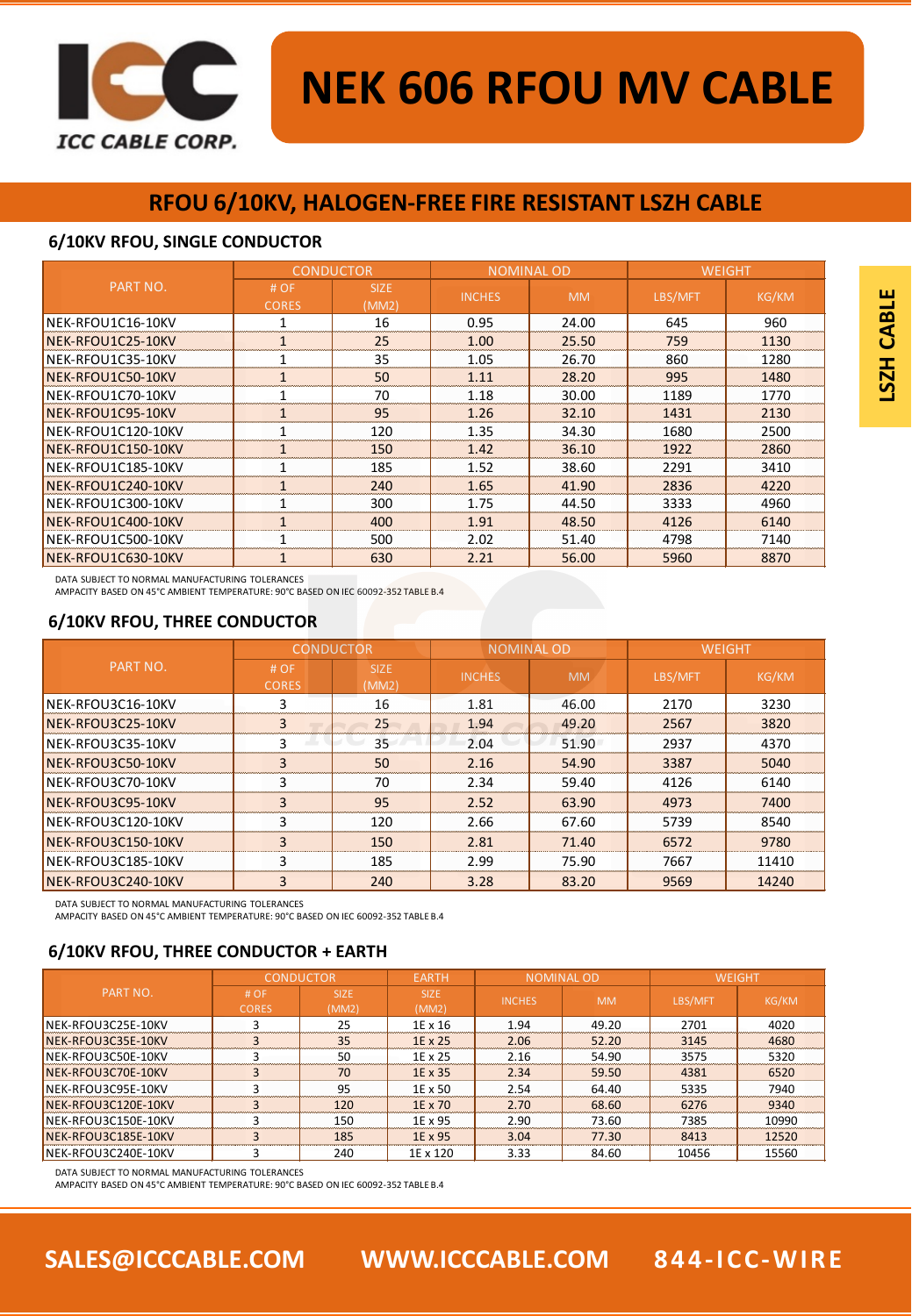# NEK 606 RFOU MV CABLE

ICC CABLE CORP.

LSZH CABLE

## RFOU 6/10KV, HALOGEN-FREE FIRE RESISTANT LSZH CABLE

### 6/10KV RFOU, SINGLE CONDUCTOR

| PART NO. | CONDUCTOR | | NOMINAL OD | | WEIGHT | |
|---|---|---|---|---|---|---|
| | # OF CORES | SIZE (MM2) | INCHES | MM | LBS/MFT | KG/KM |
| NEK-RFOU1C16-10KV | 1 | 16 | 0.95 | 24.00 | 645 | 960 |
| NEK-RFOU1C25-10KV | 1 | 25 | 1.00 | 25.50 | 759 | 1130 |
| NEK-RFOU1C35-10KV | 1 | 35 | 1.05 | 26.70 | 860 | 1280 |
| NEK-RFOU1C50-10KV | 1 | 50 | 1.11 | 28.20 | 995 | 1480 |
| NEK-RFOU1C70-10KV | 1 | 70 | 1.18 | 30.00 | 1189 | 1770 |
| NEK-RFOU1C95-10KV | 1 | 95 | 1.26 | 32.10 | 1431 | 2130 |
| NEK-RFOU1C120-10KV | 1 | 120 | 1.35 | 34.30 | 1680 | 2500 |
| NEK-RFOU1C150-10KV | 1 | 150 | 1.42 | 36.10 | 1922 | 2860 |
| NEK-RFOU1C185-10KV | 1 | 185 | 1.52 | 38.60 | 2291 | 3410 |
| NEK-RFOU1C240-10KV | 1 | 240 | 1.65 | 41.90 | 2836 | 4220 |
| NEK-RFOU1C300-10KV | 1 | 300 | 1.75 | 44.50 | 3333 | 4960 |
| NEK-RFOU1C400-10KV | 1 | 400 | 1.91 | 48.50 | 4126 | 6140 |
| NEK-RFOU1C500-10KV | 1 | 500 | 2.02 | 51.40 | 4798 | 7140 |
| NEK-RFOU1C630-10KV | 1 | 630 | 2.21 | 56.00 | 5960 | 8870 |

DATA SUBJECT TO NORMAL MANUFACTURING TOLERANCES
AMPACITY BASED ON 45°C AMBIENT TEMPERATURE: 90°C BASED ON IEC 60092-352 TABLE B.4

### 6/10KV RFOU, THREE CONDUCTOR

| PART NO. | CONDUCTOR | | NOMINAL OD | | WEIGHT | |
|---|---|---|---|---|---|---|
| | # OF CORES | SIZE (MM2) | INCHES | MM | LBS/MFT | KG/KM |
| NEK-RFOU3C16-10KV | 3 | 16 | 1.81 | 46.00 | 2170 | 3230 |
| NEK-RFOU3C25-10KV | 3 | 25 | 1.94 | 49.20 | 2567 | 3820 |
| NEK-RFOU3C35-10KV | 3 | 35 | 2.04 | 51.90 | 2937 | 4370 |
| NEK-RFOU3C50-10KV | 3 | 50 | 2.16 | 54.90 | 3387 | 5040 |
| NEK-RFOU3C70-10KV | 3 | 70 | 2.34 | 59.40 | 4126 | 6140 |
| NEK-RFOU3C95-10KV | 3 | 95 | 2.52 | 63.90 | 4973 | 7400 |
| NEK-RFOU3C120-10KV | 3 | 120 | 2.66 | 67.60 | 5739 | 8540 |
| NEK-RFOU3C150-10KV | 3 | 150 | 2.81 | 71.40 | 6572 | 9780 |
| NEK-RFOU3C185-10KV | 3 | 185 | 2.99 | 75.90 | 7667 | 11410 |
| NEK-RFOU3C240-10KV | 3 | 240 | 3.28 | 83.20 | 9569 | 14240 |

DATA SUBJECT TO NORMAL MANUFACTURING TOLERANCES
AMPACITY BASED ON 45°C AMBIENT TEMPERATURE: 90°C BASED ON IEC 60092-352 TABLE B.4

### 6/10KV RFOU, THREE CONDUCTOR + EARTH

| PART NO. | CONDUCTOR | | EARTH | NOMINAL OD | | WEIGHT | |
|---|---|---|---|---|---|---|---|
| | # OF CORES | SIZE (MM2) | SIZE (MM2) | INCHES | MM | LBS/MFT | KG/KM |
| NEK-RFOU3C25E-10KV | 3 | 25 | 1E x 16 | 1.94 | 49.20 | 2701 | 4020 |
| NEK-RFOU3C35E-10KV | 3 | 35 | 1E x 25 | 2.06 | 52.20 | 3145 | 4680 |
| NEK-RFOU3C50E-10KV | 3 | 50 | 1E x 25 | 2.16 | 54.90 | 3575 | 5320 |
| NEK-RFOU3C70E-10KV | 3 | 70 | 1E x 35 | 2.34 | 59.50 | 4381 | 6520 |
| NEK-RFOU3C95E-10KV | 3 | 95 | 1E x 50 | 2.54 | 64.40 | 5335 | 7940 |
| NEK-RFOU3C120E-10KV | 3 | 120 | 1E x 70 | 2.70 | 68.60 | 6276 | 9340 |
| NEK-RFOU3C150E-10KV | 3 | 150 | 1E x 95 | 2.90 | 73.60 | 7385 | 10990 |
| NEK-RFOU3C185E-10KV | 3 | 185 | 1E x 95 | 3.04 | 77.30 | 8413 | 12520 |
| NEK-RFOU3C240E-10KV | 3 | 240 | 1E x 120 | 3.33 | 84.60 | 10456 | 15560 |

DATA SUBJECT TO NORMAL MANUFACTURING TOLERANCES
AMPACITY BASED ON 45°C AMBIENT TEMPERATURE: 90°C BASED ON IEC 60092-352 TABLE B.4

SALES@ICCCABLE.COM WWW.ICCCABLE.COM 844-ICC-WIRE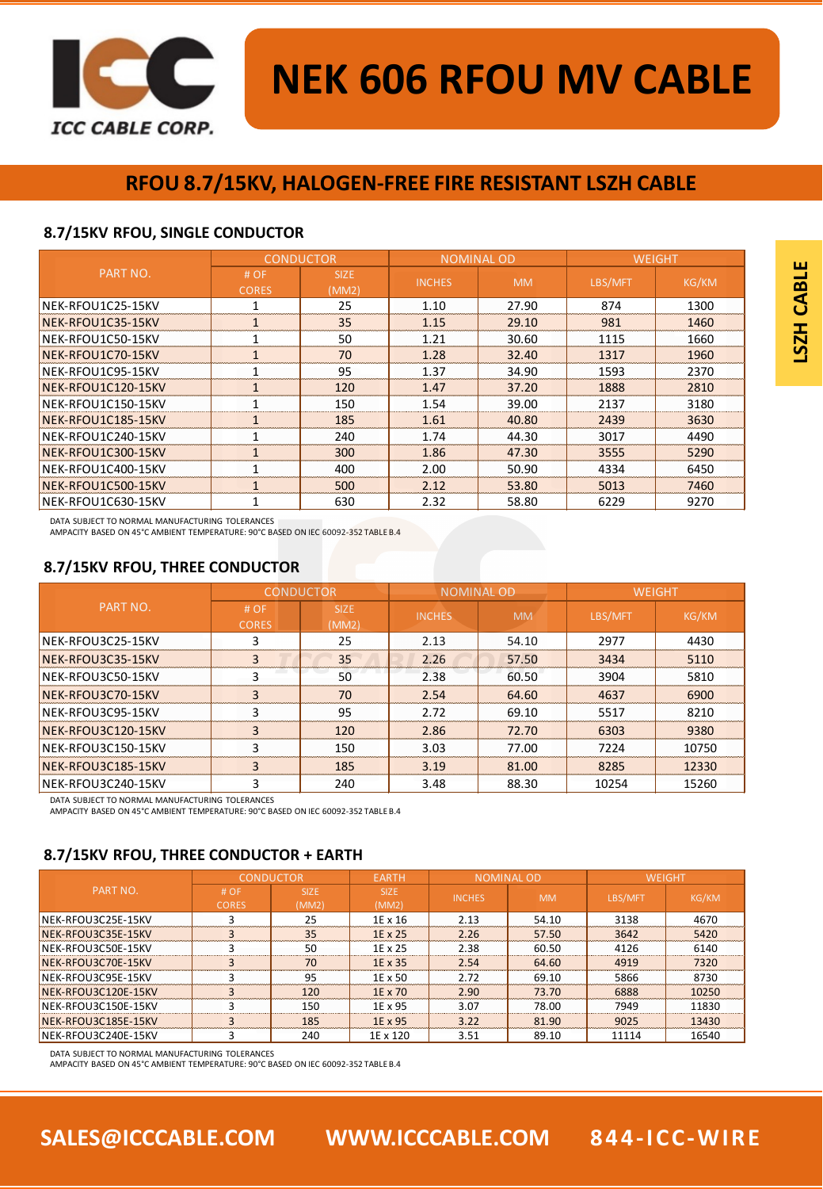ICC CABLE CORP.

# NEK 606 RFOU MV CABLE

## RFOU 8.7/15KV, HALOGEN-FREE FIRE RESISTANT LSZH CABLE

LSZH CABLE

### 8.7/15KV RFOU, SINGLE CONDUCTOR

| PART NO. | CONDUCTOR | | NOMINAL OD | | WEIGHT | |
|---|---|---|---|---|---|---|
| | # OF CORES | SIZE (MM2) | INCHES | MM | LBS/MFT | KG/KM |
| NEK-RFOU1C25-15KV | 1 | 25 | 1.10 | 27.90 | 874 | 1300 |
| NEK-RFOU1C35-15KV | 1 | 35 | 1.15 | 29.10 | 981 | 1460 |
| NEK-RFOU1C50-15KV | 1 | 50 | 1.21 | 30.60 | 1115 | 1660 |
| NEK-RFOU1C70-15KV | 1 | 70 | 1.28 | 32.40 | 1317 | 1960 |
| NEK-RFOU1C95-15KV | 1 | 95 | 1.37 | 34.90 | 1593 | 2370 |
| NEK-RFOU1C120-15KV | 1 | 120 | 1.47 | 37.20 | 1888 | 2810 |
| NEK-RFOU1C150-15KV | 1 | 150 | 1.54 | 39.00 | 2137 | 3180 |
| NEK-RFOU1C185-15KV | 1 | 185 | 1.61 | 40.80 | 2439 | 3630 |
| NEK-RFOU1C240-15KV | 1 | 240 | 1.74 | 44.30 | 3017 | 4490 |
| NEK-RFOU1C300-15KV | 1 | 300 | 1.86 | 47.30 | 3555 | 5290 |
| NEK-RFOU1C400-15KV | 1 | 400 | 2.00 | 50.90 | 4334 | 6450 |
| NEK-RFOU1C500-15KV | 1 | 500 | 2.12 | 53.80 | 5013 | 7460 |
| NEK-RFOU1C630-15KV | 1 | 630 | 2.32 | 58.80 | 6229 | 9270 |

DATA SUBJECT TO NORMAL MANUFACTURING TOLERANCES
AMPACITY BASED ON 45°C AMBIENT TEMPERATURE: 90°C BASED ON IEC 60092-352 TABLE B.4

### 8.7/15KV RFOU, THREE CONDUCTOR

| PART NO. | CONDUCTOR | | NOMINAL OD | | WEIGHT | |
|---|---|---|---|---|---|---|
| | # OF CORES | SIZE (MM2) | INCHES | MM | LBS/MFT | KG/KM |
| NEK-RFOU3C25-15KV | 3 | 25 | 2.13 | 54.10 | 2977 | 4430 |
| NEK-RFOU3C35-15KV | 3 | 35 | 2.26 | 57.50 | 3434 | 5110 |
| NEK-RFOU3C50-15KV | 3 | 50 | 2.38 | 60.50 | 3904 | 5810 |
| NEK-RFOU3C70-15KV | 3 | 70 | 2.54 | 64.60 | 4637 | 6900 |
| NEK-RFOU3C95-15KV | 3 | 95 | 2.72 | 69.10 | 5517 | 8210 |
| NEK-RFOU3C120-15KV | 3 | 120 | 2.86 | 72.70 | 6303 | 9380 |
| NEK-RFOU3C150-15KV | 3 | 150 | 3.03 | 77.00 | 7224 | 10750 |
| NEK-RFOU3C185-15KV | 3 | 185 | 3.19 | 81.00 | 8285 | 12330 |
| NEK-RFOU3C240-15KV | 3 | 240 | 3.48 | 88.30 | 10254 | 15260 |

DATA SUBJECT TO NORMAL MANUFACTURING TOLERANCES
AMPACITY BASED ON 45°C AMBIENT TEMPERATURE: 90°C BASED ON IEC 60092-352 TABLE B.4

### 8.7/15KV RFOU, THREE CONDUCTOR + EARTH

| PART NO. | CONDUCTOR | | EARTH | NOMINAL OD | | WEIGHT | |
|---|---|---|---|---|---|---|---|
| | # OF CORES | SIZE (MM2) | SIZE (MM2) | INCHES | MM | LBS/MFT | KG/KM |
| NEK-RFOU3C25E-15KV | 3 | 25 | 1E x 16 | 2.13 | 54.10 | 3138 | 4670 |
| NEK-RFOU3C35E-15KV | 3 | 35 | 1E x 25 | 2.26 | 57.50 | 3642 | 5420 |
| NEK-RFOU3C50E-15KV | 3 | 50 | 1E x 25 | 2.38 | 60.50 | 4126 | 6140 |
| NEK-RFOU3C70E-15KV | 3 | 70 | 1E x 35 | 2.54 | 64.60 | 4919 | 7320 |
| NEK-RFOU3C95E-15KV | 3 | 95 | 1E x 50 | 2.72 | 69.10 | 5866 | 8730 |
| NEK-RFOU3C120E-15KV | 3 | 120 | 1E x 70 | 2.90 | 73.70 | 6888 | 10250 |
| NEK-RFOU3C150E-15KV | 3 | 150 | 1E x 95 | 3.07 | 78.00 | 7949 | 11830 |
| NEK-RFOU3C185E-15KV | 3 | 185 | 1E x 95 | 3.22 | 81.90 | 9025 | 13430 |
| NEK-RFOU3C240E-15KV | 3 | 240 | 1E x 120 | 3.51 | 89.10 | 11114 | 16540 |

DATA SUBJECT TO NORMAL MANUFACTURING TOLERANCES
AMPACITY BASED ON 45°C AMBIENT TEMPERATURE: 90°C BASED ON IEC 60092-352 TABLE B.4

SALES@ICCCABLE.COM WWW.ICCCABLE.COM 844-ICC-WIRE